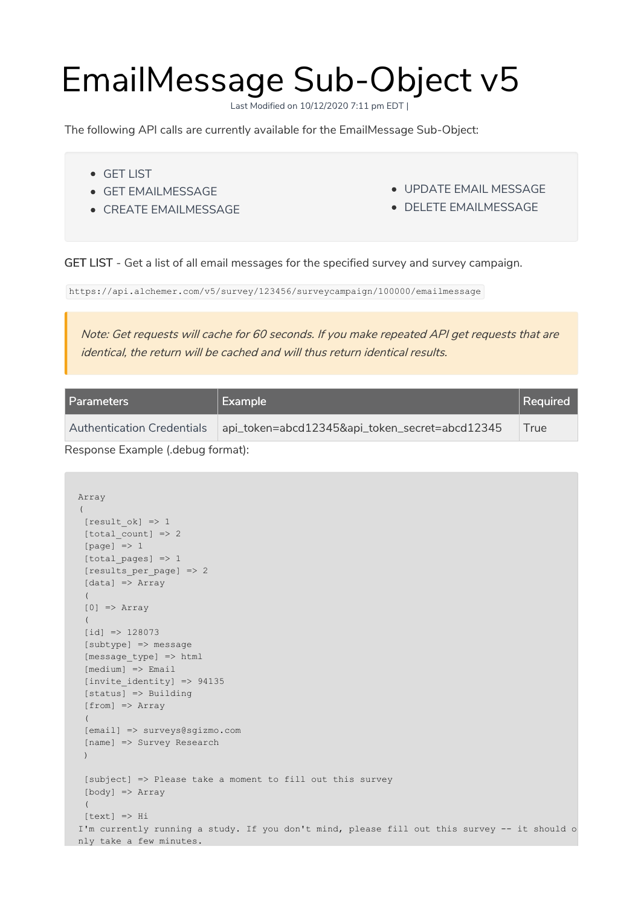# EmailMessage Sub-Object v5

Last Modified on 10/12/2020 7:11 pm EDT |

The following API calls are currently available for the EmailMessage Sub-Object:

- GET LIST
- GET EMAILMESSAGE
- CREATE EMAILMESSAGE
- UPDATE EMAIL MESSAGE
- DELETE EMAILMESSAGE

GET LIST - Get a list of all email messages for the specified survey and survey campaign.

`https://api.alchemer.com/v5/survey/123456/surveycampaign/100000/emailmessage`

> *Note: Get requests will cache for 60 seconds. If you make repeated API get requests that are identical, the return will be cached and will thus return identical results.*

| Parameters | Example | Required |
| --- | --- | --- |
| Authentication Credentials | api_token=abcd12345&api_token_secret=abcd12345 | True |

Response Example (.debug format):

```
Array
(
 [result_ok] => 1
 [total_count] => 2
 [page] => 1
 [total_pages] => 1
 [results_per_page] => 2
 [data] => Array
 (
 [0] => Array
 (
 [id] => 128073
 [subtype] => message
 [message_type] => html
 [medium] => Email
 [invite_identity] => 94135
 [status] => Building
 [from] => Array
 (
 [email] => surveys@sgizmo.com
 [name] => Survey Research
 )

 [subject] => Please take a moment to fill out this survey
 [body] => Array
 (
 [text] => Hi
I'm currently running a study. If you don't mind, please fill out this survey -- it should o
nly take a few minutes.
```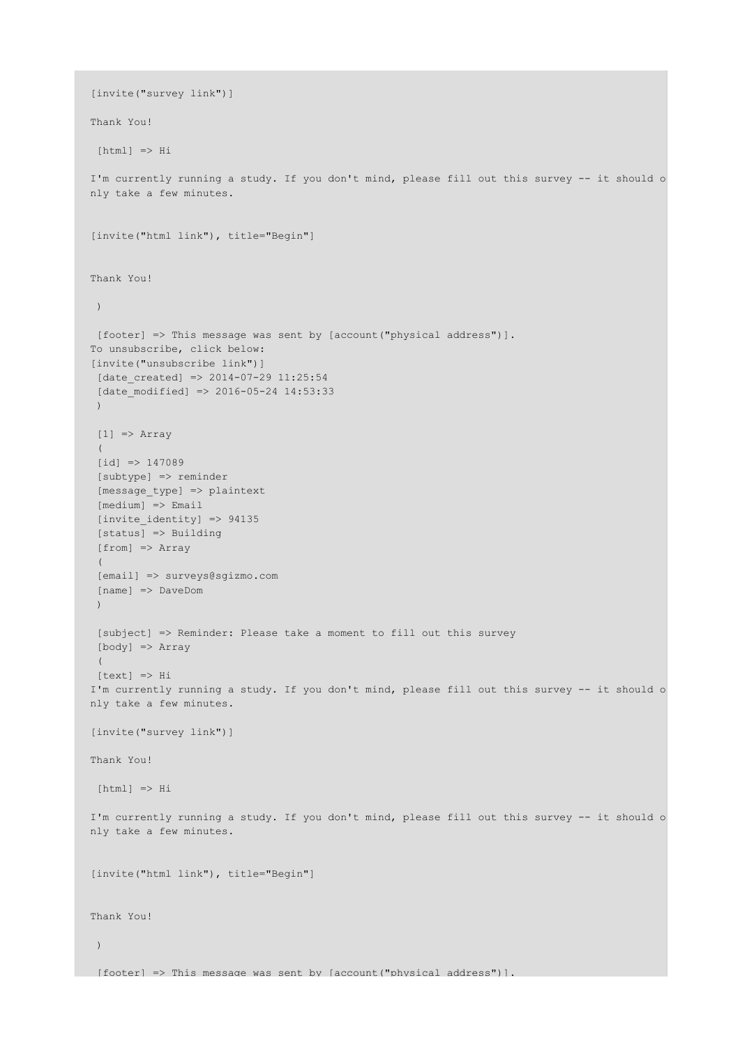```
[invite("survey link")]

Thank You!

 [html] => Hi

I'm currently running a study. If you don't mind, please fill out this survey -- it should o
nly take a few minutes.


[invite("html link"), title="Begin"]


Thank You!

 )

 [footer] => This message was sent by [account("physical address")].
To unsubscribe, click below:
[invite("unsubscribe link")]
 [date_created] => 2014-07-29 11:25:54
 [date_modified] => 2016-05-24 14:53:33
 )

 [1] => Array
 (
 [id] => 147089
 [subtype] => reminder
 [message_type] => plaintext
 [medium] => Email
 [invite_identity] => 94135
 [status] => Building
 [from] => Array
 (
 [email] => surveys@sgizmo.com
 [name] => DaveDom
 )

 [subject] => Reminder: Please take a moment to fill out this survey
 [body] => Array
 (
 [text] => Hi
I'm currently running a study. If you don't mind, please fill out this survey -- it should o
nly take a few minutes.

[invite("survey link")]

Thank You!

 [html] => Hi

I'm currently running a study. If you don't mind, please fill out this survey -- it should o
nly take a few minutes.


[invite("html link"), title="Begin"]


Thank You!

 )

 [footer] => This message was sent by [account("physical address")].
```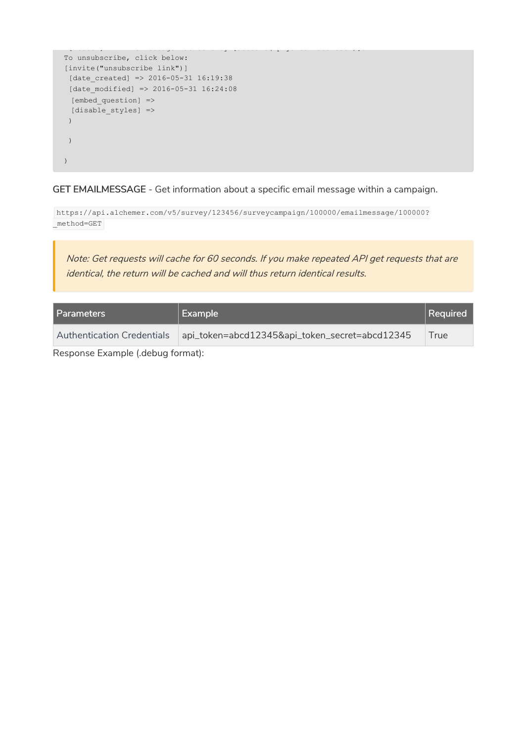```
To unsubscribe, click below:
[invite("unsubscribe link")]
 [date_created] => 2016-05-31 16:19:38
 [date_modified] => 2016-05-31 16:24:08
  [embed_question] =>
  [disable_styles] =>
 )

 )

)
```

**GET EMAILMESSAGE** - Get information about a specific email message within a campaign.

```
https://api.alchemer.com/v5/survey/123456/surveycampaign/100000/emailmessage/100000?_method=GET
```

> *Note: Get requests will cache for 60 seconds. If you make repeated API get requests that are identical, the return will be cached and will thus return identical results.*

| Parameters | Example | Required |
| --- | --- | --- |
| Authentication Credentials | api_token=abcd12345&api_token_secret=abcd12345 | True |

Response Example (.debug format):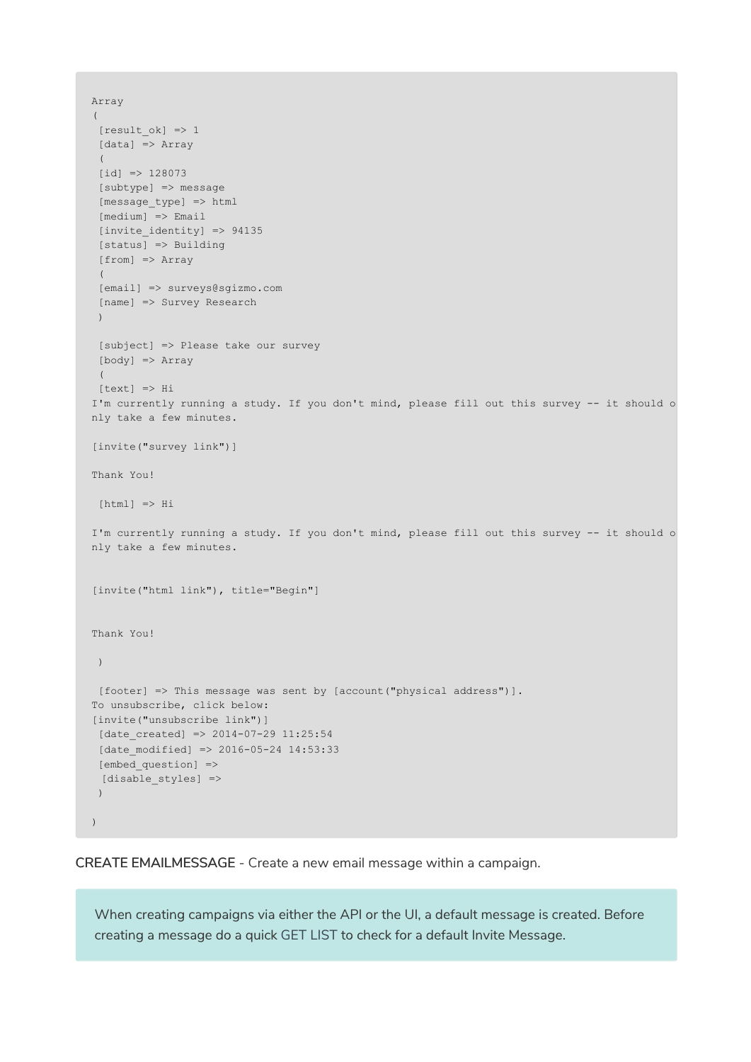```
Array
(
 [result_ok] => 1
 [data] => Array
 (
 [id] => 128073
 [subtype] => message
 [message_type] => html
 [medium] => Email
 [invite_identity] => 94135
 [status] => Building
 [from] => Array
 (
 [email] => surveys@sgizmo.com
 [name] => Survey Research
 )

 [subject] => Please take our survey
 [body] => Array
 (
 [text] => Hi
I'm currently running a study. If you don't mind, please fill out this survey -- it should o
nly take a few minutes.

[invite("survey link")]

Thank You!

 [html] => Hi

I'm currently running a study. If you don't mind, please fill out this survey -- it should o
nly take a few minutes.


[invite("html link"), title="Begin"]


Thank You!

 )

 [footer] => This message was sent by [account("physical address")].
To unsubscribe, click below:
[invite("unsubscribe link")]
 [date_created] => 2014-07-29 11:25:54
 [date_modified] => 2016-05-24 14:53:33
 [embed_question] =>
  [disable_styles] =>
 )

)
```

**CREATE EMAILMESSAGE** - Create a new email message within a campaign.

> When creating campaigns via either the API or the UI, a default message is created. Before creating a message do a quick GET LIST to check for a default Invite Message.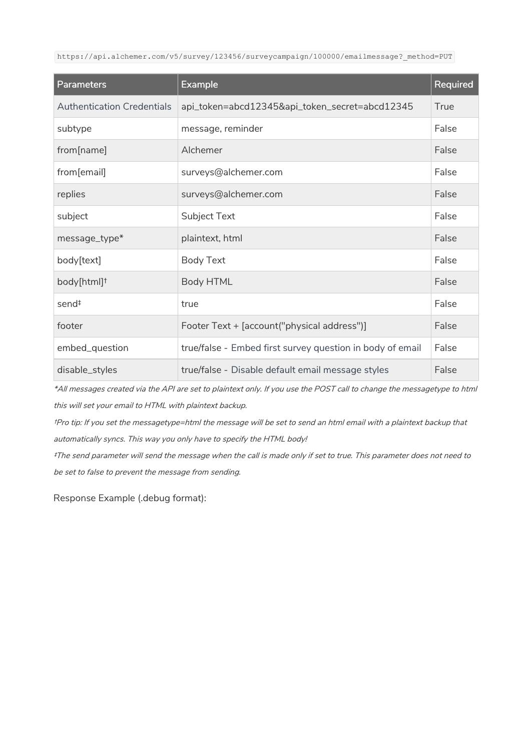```
https://api.alchemer.com/v5/survey/123456/surveycampaign/100000/emailmessage?_method=PUT
```

| Parameters | Example | Required |
|---|---|---|
| Authentication Credentials | api_token=abcd12345&api_token_secret=abcd12345 | True |
| subtype | message, reminder | False |
| from[name] | Alchemer | False |
| from[email] | surveys@alchemer.com | False |
| replies | surveys@alchemer.com | False |
| subject | Subject Text | False |
| message_type* | plaintext, html | False |
| body[text] | Body Text | False |
| body[html]† | Body HTML | False |
| send‡ | true | False |
| footer | Footer Text + [account("physical address")] | False |
| embed_question | true/false - Embed first survey question in body of email | False |
| disable_styles | true/false - Disable default email message styles | False |

*\*All messages created via the API are set to plaintext only. If you use the POST call to change the messagetype to html this will set your email to HTML with plaintext backup.*

*†Pro tip: If you set the messagetype=html the message will be set to send an html email with a plaintext backup that automatically syncs. This way you only have to specify the HTML body!*

*‡The send parameter will send the message when the call is made only if set to true. This parameter does not need to be set to false to prevent the message from sending.*

Response Example (.debug format):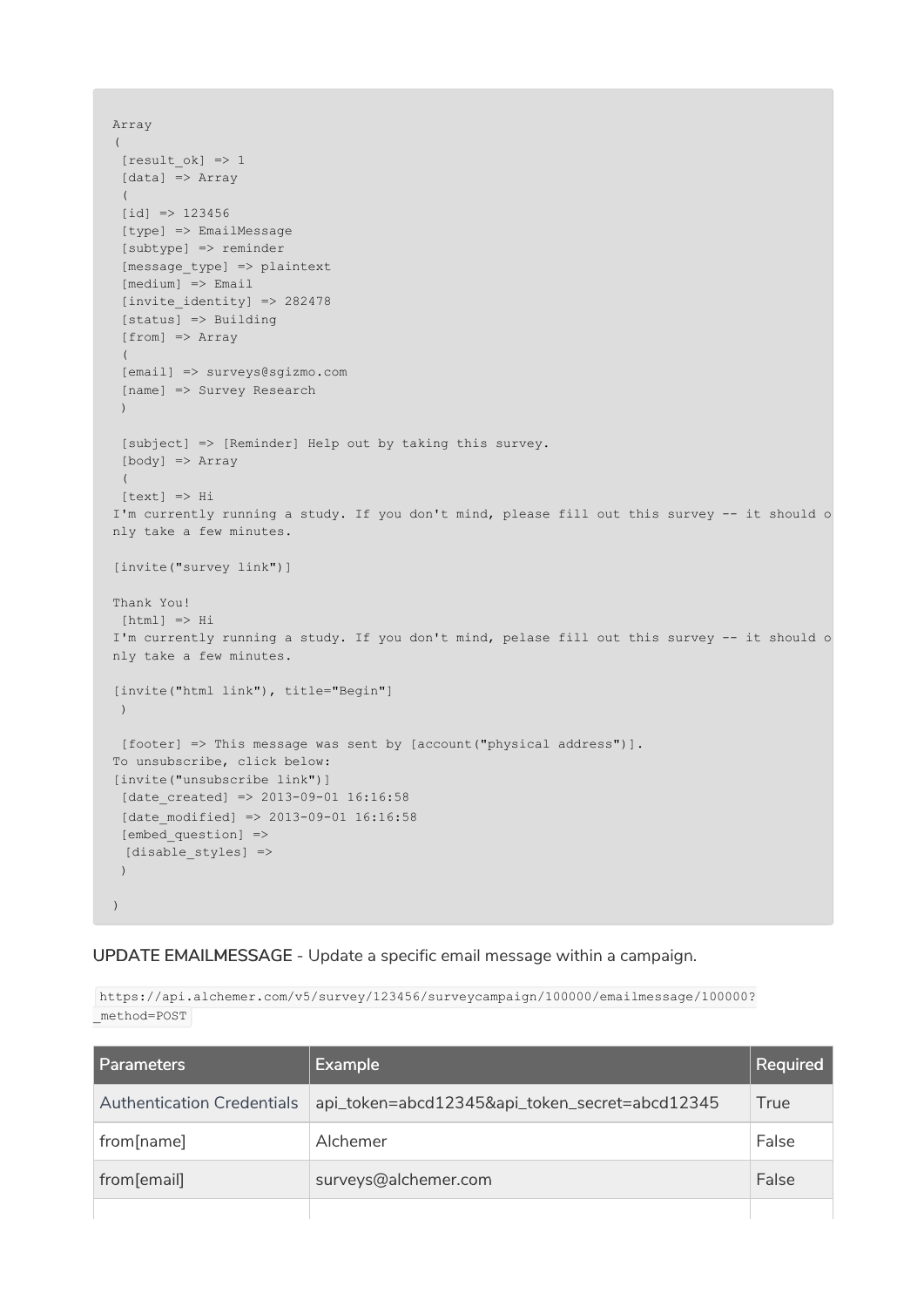```
Array
(
 [result_ok] => 1
 [data] => Array
 (
 [id] => 123456
 [type] => EmailMessage
 [subtype] => reminder
 [message_type] => plaintext
 [medium] => Email
 [invite_identity] => 282478
 [status] => Building
 [from] => Array
 (
 [email] => surveys@sgizmo.com
 [name] => Survey Research
 )

 [subject] => [Reminder] Help out by taking this survey.
 [body] => Array
 (
 [text] => Hi
I'm currently running a study. If you don't mind, please fill out this survey -- it should o
nly take a few minutes.

[invite("survey link")]

Thank You!
 [html] => Hi
I'm currently running a study. If you don't mind, pelase fill out this survey -- it should o
nly take a few minutes.

[invite("html link"), title="Begin"]
 )

 [footer] => This message was sent by [account("physical address")].
To unsubscribe, click below:
[invite("unsubscribe link")]
 [date_created] => 2013-09-01 16:16:58
 [date_modified] => 2013-09-01 16:16:58
 [embed_question] =>
  [disable_styles] =>
 )

)
```

**UPDATE EMAILMESSAGE** - Update a specific email message within a campaign.

`https://api.alchemer.com/v5/survey/123456/surveycampaign/100000/emailmessage/100000?_method=POST`

| Parameters | Example | Required |
| --- | --- | --- |
| Authentication Credentials | api_token=abcd12345&api_token_secret=abcd12345 | True |
| from[name] | Alchemer | False |
| from[email] | surveys@alchemer.com | False |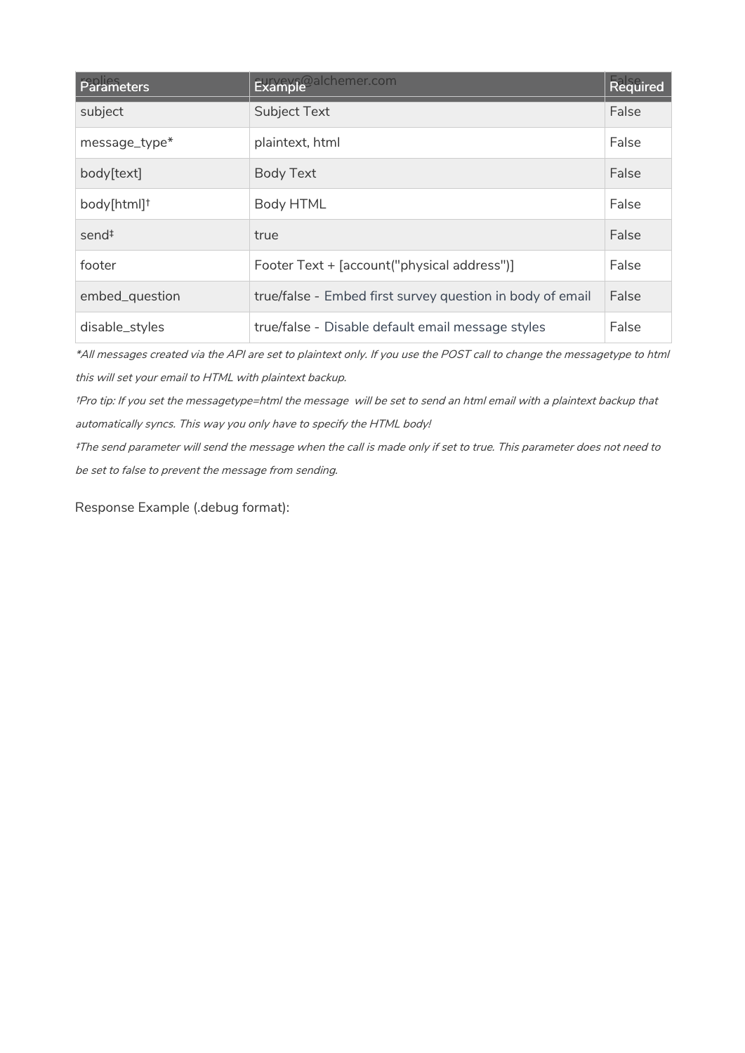| Parameters | Example | Required |
| --- | --- | --- |
| replies | surveys@alchemer.com | False |
| subject | Subject Text | False |
| message_type* | plaintext, html | False |
| body[text] | Body Text | False |
| body[html]† | Body HTML | False |
| send‡ | true | False |
| footer | Footer Text + [account("physical address")] | False |
| embed_question | true/false - Embed first survey question in body of email | False |
| disable_styles | true/false - Disable default email message styles | False |

*\*All messages created via the API are set to plaintext only. If you use the POST call to change the messagetype to html this will set your email to HTML with plaintext backup.*

*†Pro tip: If you set the messagetype=html the message will be set to send an html email with a plaintext backup that automatically syncs. This way you only have to specify the HTML body!*

*‡The send parameter will send the message when the call is made only if set to true. This parameter does not need to be set to false to prevent the message from sending.*

Response Example (.debug format):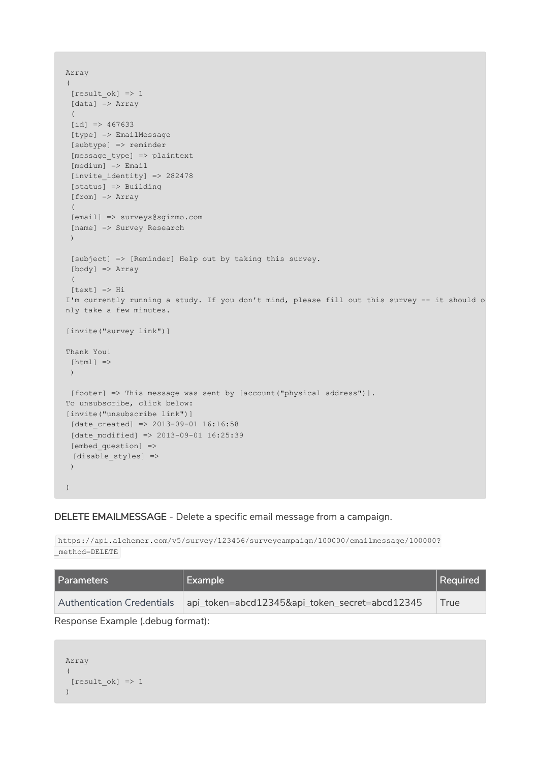```
Array
(
 [result_ok] => 1
 [data] => Array
 (
 [id] => 467633
 [type] => EmailMessage
 [subtype] => reminder
 [message_type] => plaintext
 [medium] => Email
 [invite_identity] => 282478
 [status] => Building
 [from] => Array
 (
 [email] => surveys@sgizmo.com
 [name] => Survey Research
 )

 [subject] => [Reminder] Help out by taking this survey.
 [body] => Array
 (
 [text] => Hi
I'm currently running a study. If you don't mind, please fill out this survey -- it should o
nly take a few minutes.

[invite("survey link")]

Thank You!
 [html] =>
 )

 [footer] => This message was sent by [account("physical address")].
To unsubscribe, click below:
[invite("unsubscribe link")]
 [date_created] => 2013-09-01 16:16:58
 [date_modified] => 2013-09-01 16:25:39
 [embed_question] =>
  [disable_styles] =>
 )

)
```

**DELETE EMAILMESSAGE** - Delete a specific email message from a campaign.

`https://api.alchemer.com/v5/survey/123456/surveycampaign/100000/emailmessage/100000?_method=DELETE`

| Parameters | Example | Required |
| --- | --- | --- |
| Authentication Credentials | api_token=abcd12345&api_token_secret=abcd12345 | True |

Response Example (.debug format):

```
Array
(
 [result_ok] => 1
)
```